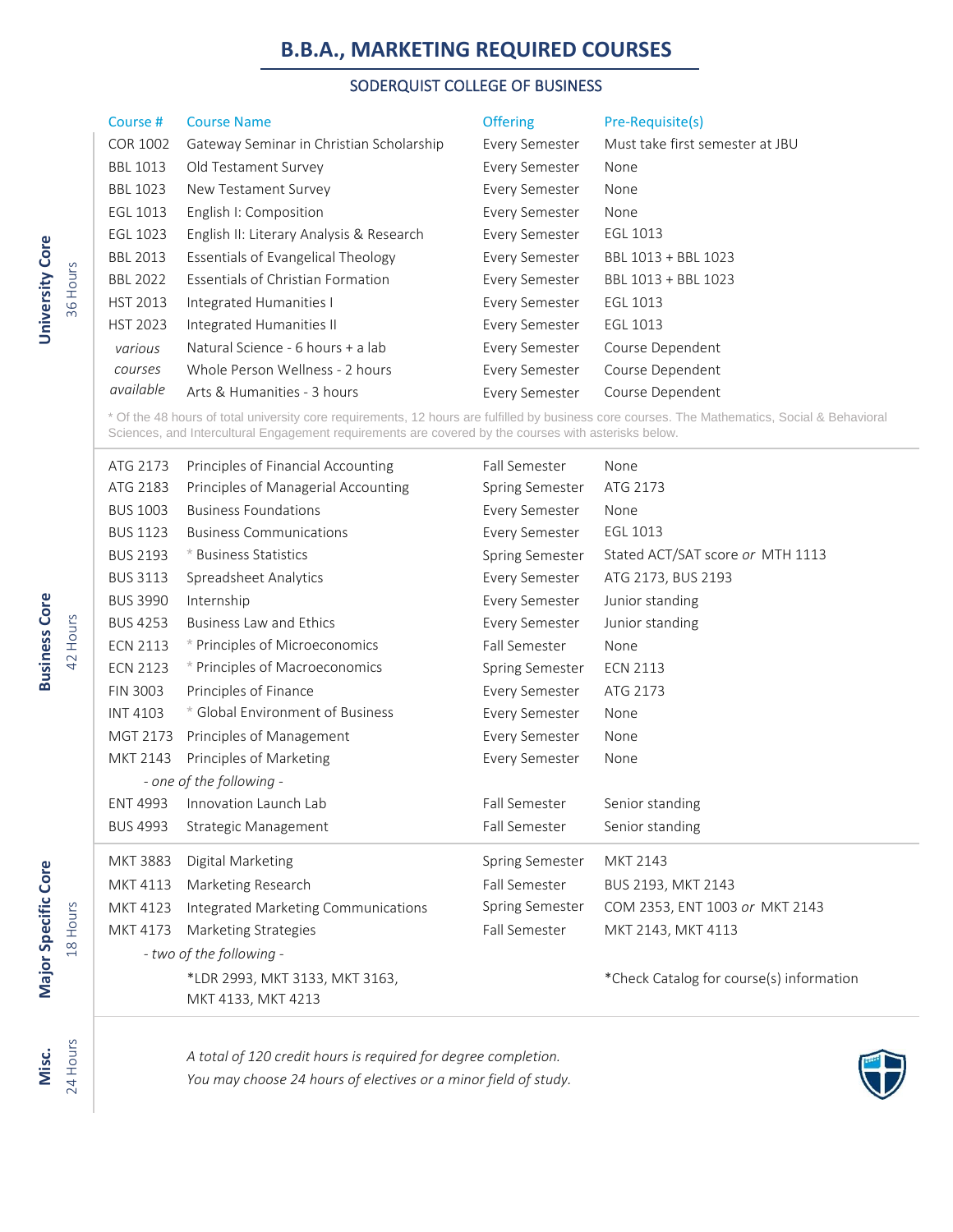# B.B.A., MARKETING REQUIRED COURSES

## SODERQUIST COLLEGE OF BUSINESS

| Section | Course # | Course Name | Offering | Pre-Requisite(s) |
|---|---|---|---|---|
| University Core 36 Hours | COR 1002 | Gateway Seminar in Christian Scholarship | Every Semester | Must take first semester at JBU |
| | BBL 1013 | Old Testament Survey | Every Semester | None |
| | BBL 1023 | New Testament Survey | Every Semester | None |
| | EGL 1013 | English I: Composition | Every Semester | None |
| | EGL 1023 | English II: Literary Analysis & Research | Every Semester | EGL 1013 |
| | BBL 2013 | Essentials of Evangelical Theology | Every Semester | BBL 1013 + BBL 1023 |
| | BBL 2022 | Essentials of Christian Formation | Every Semester | BBL 1013 + BBL 1023 |
| | HST 2013 | Integrated Humanities I | Every Semester | EGL 1013 |
| | HST 2023 | Integrated Humanities II | Every Semester | EGL 1013 |
| | *various* | Natural Science - 6 hours + a lab | Every Semester | Course Dependent |
| | *courses* | Whole Person Wellness - 2 hours | Every Semester | Course Dependent |
| | *available* | Arts & Humanities - 3 hours | Every Semester | Course Dependent |

* Of the 48 hours of total university core requirements, 12 hours are fulfilled by business core courses. The Mathematics, Social & Behavioral Sciences, and Intercultural Engagement requirements are covered by the courses with asterisks below.

| Section | Course # | Course Name | Offering | Pre-Requisite(s) |
|---|---|---|---|---|
| Business Core 42 Hours | ATG 2173 | Principles of Financial Accounting | Fall Semester | None |
| | ATG 2183 | Principles of Managerial Accounting | Spring Semester | ATG 2173 |
| | BUS 1003 | Business Foundations | Every Semester | None |
| | BUS 1123 | Business Communications | Every Semester | EGL 1013 |
| | BUS 2193 | * Business Statistics | Spring Semester | Stated ACT/SAT score *or* MTH 1113 |
| | BUS 3113 | Spreadsheet Analytics | Every Semester | ATG 2173, BUS 2193 |
| | BUS 3990 | Internship | Every Semester | Junior standing |
| | BUS 4253 | Business Law and Ethics | Every Semester | Junior standing |
| | ECN 2113 | * Principles of Microeconomics | Fall Semester | None |
| | ECN 2123 | * Principles of Macroeconomics | Spring Semester | ECN 2113 |
| | FIN 3003 | Principles of Finance | Every Semester | ATG 2173 |
| | INT 4103 | * Global Environment of Business | Every Semester | None |
| | MGT 2173 | Principles of Management | Every Semester | None |
| | MKT 2143 | Principles of Marketing | Every Semester | None |
| | | *- one of the following -* | | |
| | ENT 4993 | Innovation Launch Lab | Fall Semester | Senior standing |
| | BUS 4993 | Strategic Management | Fall Semester | Senior standing |
| Major Specific Core 18 Hours | MKT 3883 | Digital Marketing | Spring Semester | MKT 2143 |
| | MKT 4113 | Marketing Research | Fall Semester | BUS 2193, MKT 2143 |
| | MKT 4123 | Integrated Marketing Communications | Spring Semester | COM 2353, ENT 1003 *or* MKT 2143 |
| | MKT 4173 | Marketing Strategies | Fall Semester | MKT 2143, MKT 4113 |
| | | *- two of the following -* | | |
| | | *LDR 2993, MKT 3133, MKT 3163, MKT 4133, MKT 4213 | | *Check Catalog for course(s) information |

**Misc.** 24 Hours

*A total of 120 credit hours is required for degree completion.*
*You may choose 24 hours of electives or a minor field of study.*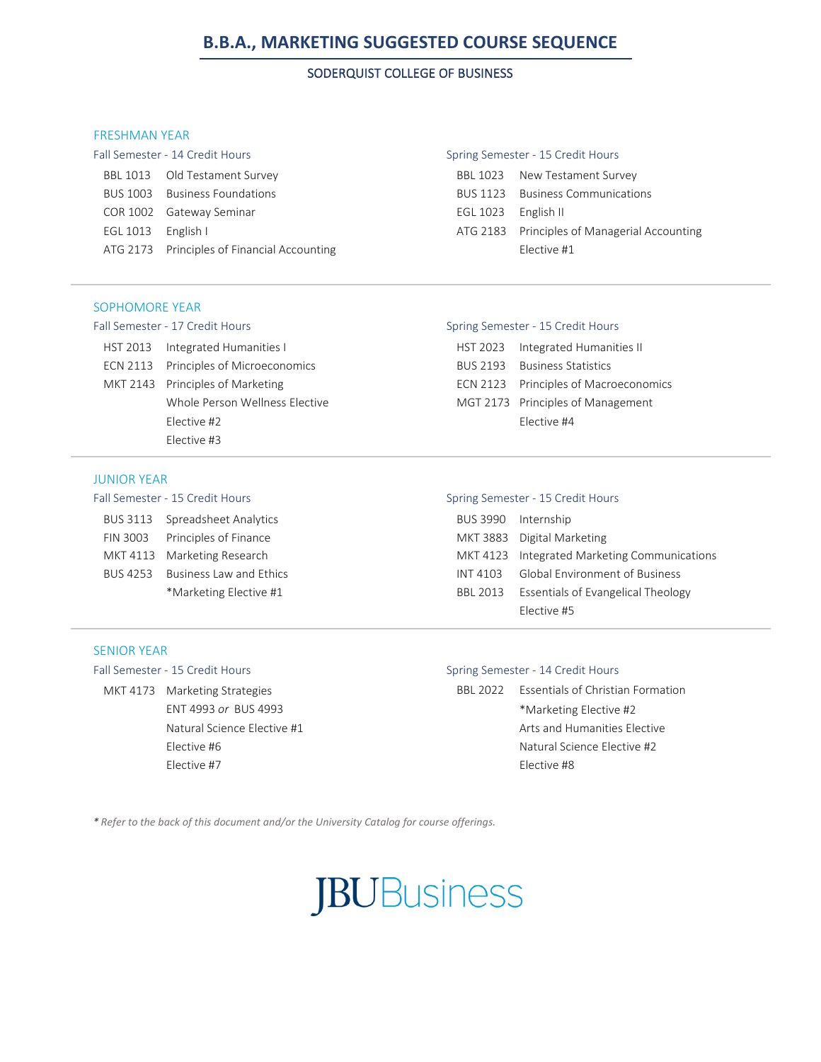# B.B.A., MARKETING SUGGESTED COURSE SEQUENCE

SODERQUIST COLLEGE OF BUSINESS

## FRESHMAN YEAR

### Fall Semester - 14 Credit Hours

| | |
|---|---|
| BBL 1013 | Old Testament Survey |
| BUS 1003 | Business Foundations |
| COR 1002 | Gateway Seminar |
| EGL 1013 | English I |
| ATG 2173 | Principles of Financial Accounting |

### Spring Semester - 15 Credit Hours

| | |
|---|---|
| BBL 1023 | New Testament Survey |
| BUS 1123 | Business Communications |
| EGL 1023 | English II |
| ATG 2183 | Principles of Managerial Accounting |
| | Elective #1 |

## SOPHOMORE YEAR

### Fall Semester - 17 Credit Hours

| | |
|---|---|
| HST 2013 | Integrated Humanities I |
| ECN 2113 | Principles of Microeconomics |
| MKT 2143 | Principles of Marketing |
| | Whole Person Wellness Elective |
| | Elective #2 |
| | Elective #3 |

### Spring Semester - 15 Credit Hours

| | |
|---|---|
| HST 2023 | Integrated Humanities II |
| BUS 2193 | Business Statistics |
| ECN 2123 | Principles of Macroeconomics |
| MGT 2173 | Principles of Management |
| | Elective #4 |

## JUNIOR YEAR

### Fall Semester - 15 Credit Hours

| | |
|---|---|
| BUS 3113 | Spreadsheet Analytics |
| FIN 3003 | Principles of Finance |
| MKT 4113 | Marketing Research |
| BUS 4253 | Business Law and Ethics |
| | *Marketing Elective #1 |

### Spring Semester - 15 Credit Hours

| | |
|---|---|
| BUS 3990 | Internship |
| MKT 3883 | Digital Marketing |
| MKT 4123 | Integrated Marketing Communications |
| INT 4103 | Global Environment of Business |
| BBL 2013 | Essentials of Evangelical Theology |
| | Elective #5 |

## SENIOR YEAR

### Fall Semester - 15 Credit Hours

| | |
|---|---|
| MKT 4173 | Marketing Strategies |
| | ENT 4993 *or* BUS 4993 |
| | Natural Science Elective #1 |
| | Elective #6 |
| | Elective #7 |

### Spring Semester - 14 Credit Hours

| | |
|---|---|
| BBL 2022 | Essentials of Christian Formation |
| | *Marketing Elective #2 |
| | Arts and Humanities Elective |
| | Natural Science Elective #2 |
| | Elective #8 |

*\* Refer to the back of this document and/or the University Catalog for course offerings.*

JBU Business